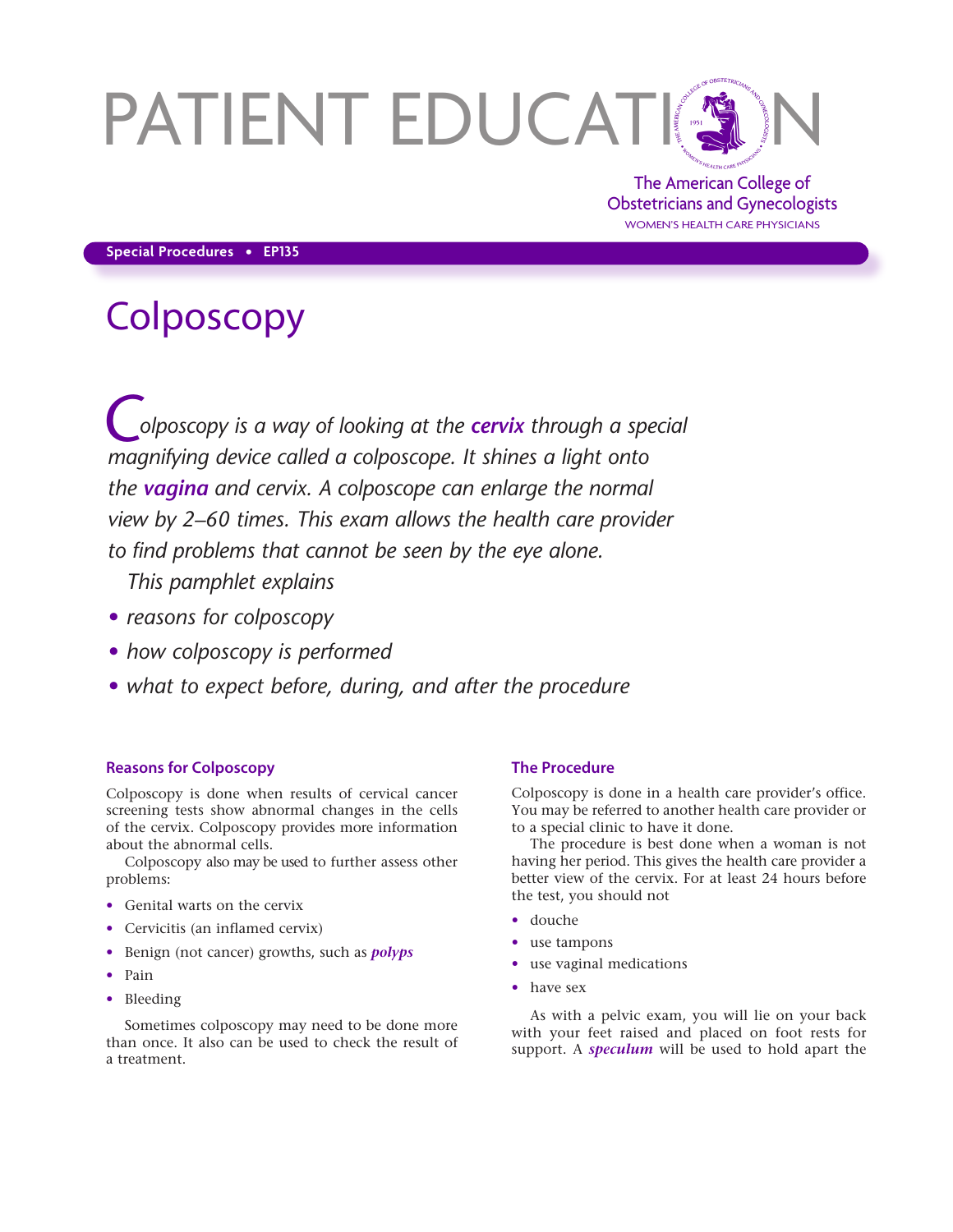# PATIENT EDUCATION

The American College of Obstetricians and Gynecologists
WOMEN'S HEALTH CARE PHYSICIANS

**Special Procedures • EP135**

# Colposcopy

*Colposcopy is a way of looking at the **cervix** through a special magnifying device called a colposcope. It shines a light onto the **vagina** and cervix. A colposcope can enlarge the normal view by 2–60 times. This exam allows the health care provider to find problems that cannot be seen by the eye alone.*

*This pamphlet explains*

- *reasons for colposcopy*
- *how colposcopy is performed*
- *what to expect before, during, and after the procedure*

### Reasons for Colposcopy

Colposcopy is done when results of cervical cancer screening tests show abnormal changes in the cells of the cervix. Colposcopy provides more information about the abnormal cells.

Colposcopy also may be used to further assess other problems:

- Genital warts on the cervix
- Cervicitis (an inflamed cervix)
- Benign (not cancer) growths, such as ***polyps***
- Pain
- Bleeding

Sometimes colposcopy may need to be done more than once. It also can be used to check the result of a treatment.

### The Procedure

Colposcopy is done in a health care provider's office. You may be referred to another health care provider or to a special clinic to have it done.

The procedure is best done when a woman is not having her period. This gives the health care provider a better view of the cervix. For at least 24 hours before the test, you should not

- douche
- use tampons
- use vaginal medications
- have sex

As with a pelvic exam, you will lie on your back with your feet raised and placed on foot rests for support. A ***speculum*** will be used to hold apart the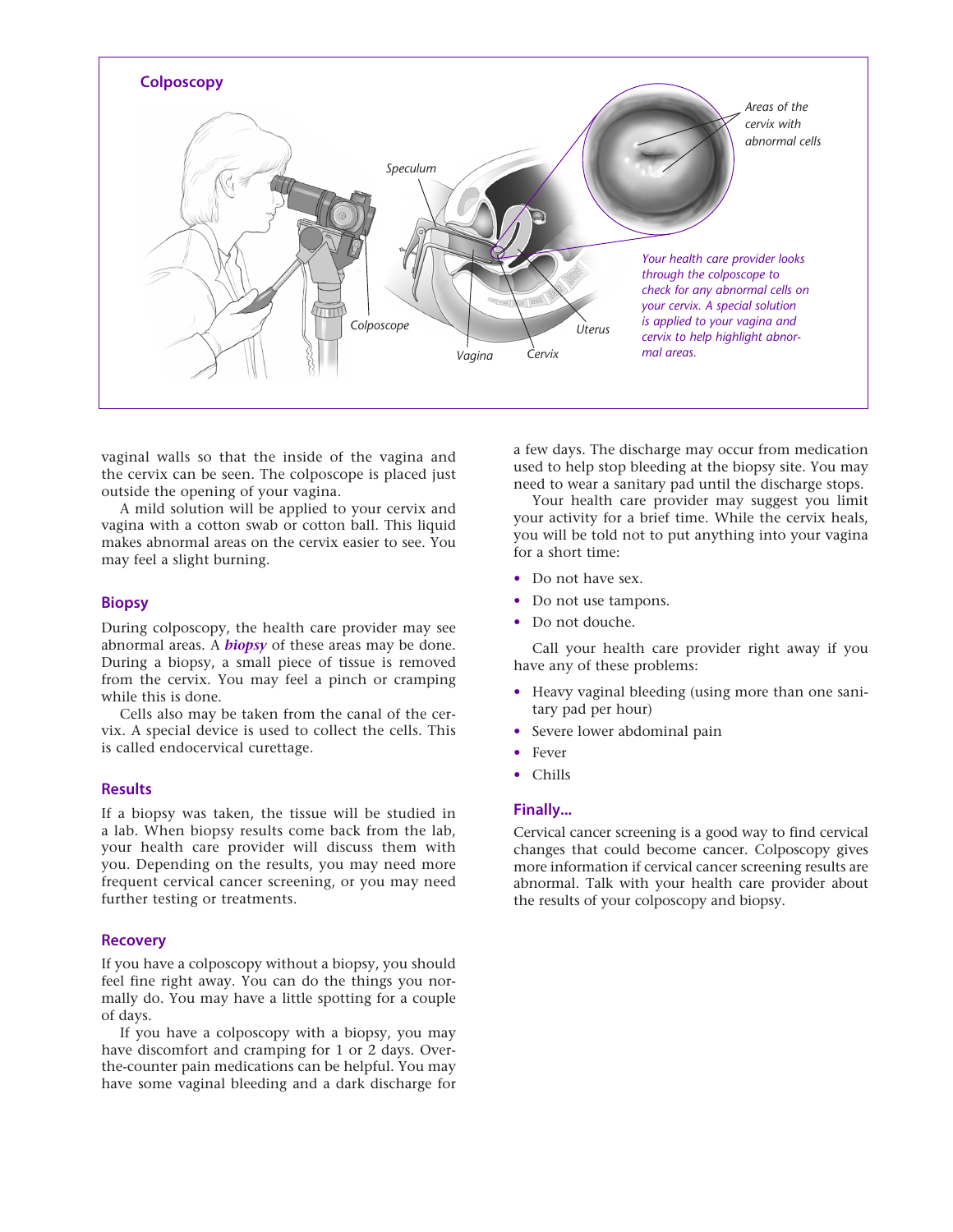**Colposcopy**

*Your health care provider looks through the colposcope to check for any abnormal cells on your cervix. A special solution is applied to your vagina and cervix to help highlight abnormal areas.*

vaginal walls so that the inside of the vagina and the cervix can be seen. The colposcope is placed just outside the opening of your vagina.

A mild solution will be applied to your cervix and vagina with a cotton swab or cotton ball. This liquid makes abnormal areas on the cervix easier to see. You may feel a slight burning.

## Biopsy

During colposcopy, the health care provider may see abnormal areas. A ***biopsy*** of these areas may be done. During a biopsy, a small piece of tissue is removed from the cervix. You may feel a pinch or cramping while this is done.

Cells also may be taken from the canal of the cervix. A special device is used to collect the cells. This is called endocervical curettage.

## Results

If a biopsy was taken, the tissue will be studied in a lab. When biopsy results come back from the lab, your health care provider will discuss them with you. Depending on the results, you may need more frequent cervical cancer screening, or you may need further testing or treatments.

## Recovery

If you have a colposcopy without a biopsy, you should feel fine right away. You can do the things you normally do. You may have a little spotting for a couple of days.

If you have a colposcopy with a biopsy, you may have discomfort and cramping for 1 or 2 days. Over-the-counter pain medications can be helpful. You may have some vaginal bleeding and a dark discharge for a few days. The discharge may occur from medication used to help stop bleeding at the biopsy site. You may need to wear a sanitary pad until the discharge stops.

Your health care provider may suggest you limit your activity for a brief time. While the cervix heals, you will be told not to put anything into your vagina for a short time:

- Do not have sex.
- Do not use tampons.
- Do not douche.

Call your health care provider right away if you have any of these problems:

- Heavy vaginal bleeding (using more than one sanitary pad per hour)
- Severe lower abdominal pain
- Fever
- Chills

## Finally...

Cervical cancer screening is a good way to find cervical changes that could become cancer. Colposcopy gives more information if cervical cancer screening results are abnormal. Talk with your health care provider about the results of your colposcopy and biopsy.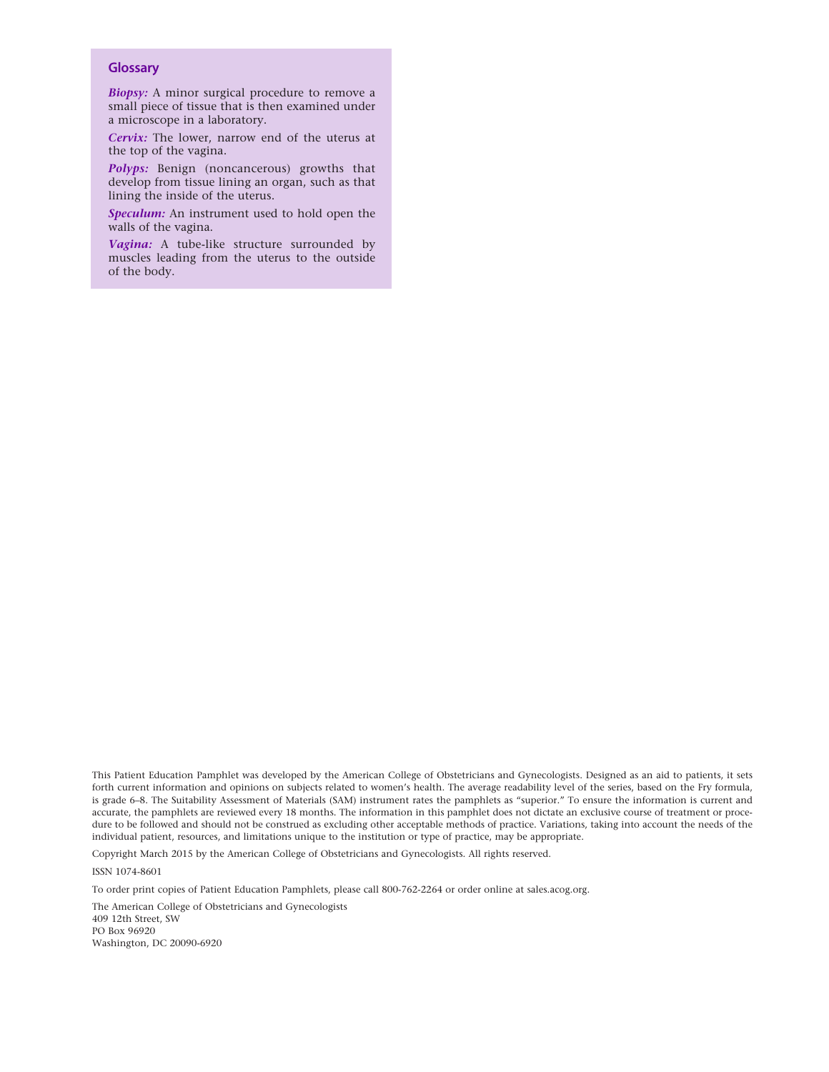## Glossary

***Biopsy:*** A minor surgical procedure to remove a small piece of tissue that is then examined under a microscope in a laboratory.

***Cervix:*** The lower, narrow end of the uterus at the top of the vagina.

***Polyps:*** Benign (noncancerous) growths that develop from tissue lining an organ, such as that lining the inside of the uterus.

***Speculum:*** An instrument used to hold open the walls of the vagina.

***Vagina:*** A tube-like structure surrounded by muscles leading from the uterus to the outside of the body.

This Patient Education Pamphlet was developed by the American College of Obstetricians and Gynecologists. Designed as an aid to patients, it sets forth current information and opinions on subjects related to women's health. The average readability level of the series, based on the Fry formula, is grade 6–8. The Suitability Assessment of Materials (SAM) instrument rates the pamphlets as "superior." To ensure the information is current and accurate, the pamphlets are reviewed every 18 months. The information in this pamphlet does not dictate an exclusive course of treatment or procedure to be followed and should not be construed as excluding other acceptable methods of practice. Variations, taking into account the needs of the individual patient, resources, and limitations unique to the institution or type of practice, may be appropriate.

Copyright March 2015 by the American College of Obstetricians and Gynecologists. All rights reserved.

ISSN 1074-8601

To order print copies of Patient Education Pamphlets, please call 800-762-2264 or order online at sales.acog.org.

The American College of Obstetricians and Gynecologists
409 12th Street, SW
PO Box 96920
Washington, DC 20090-6920